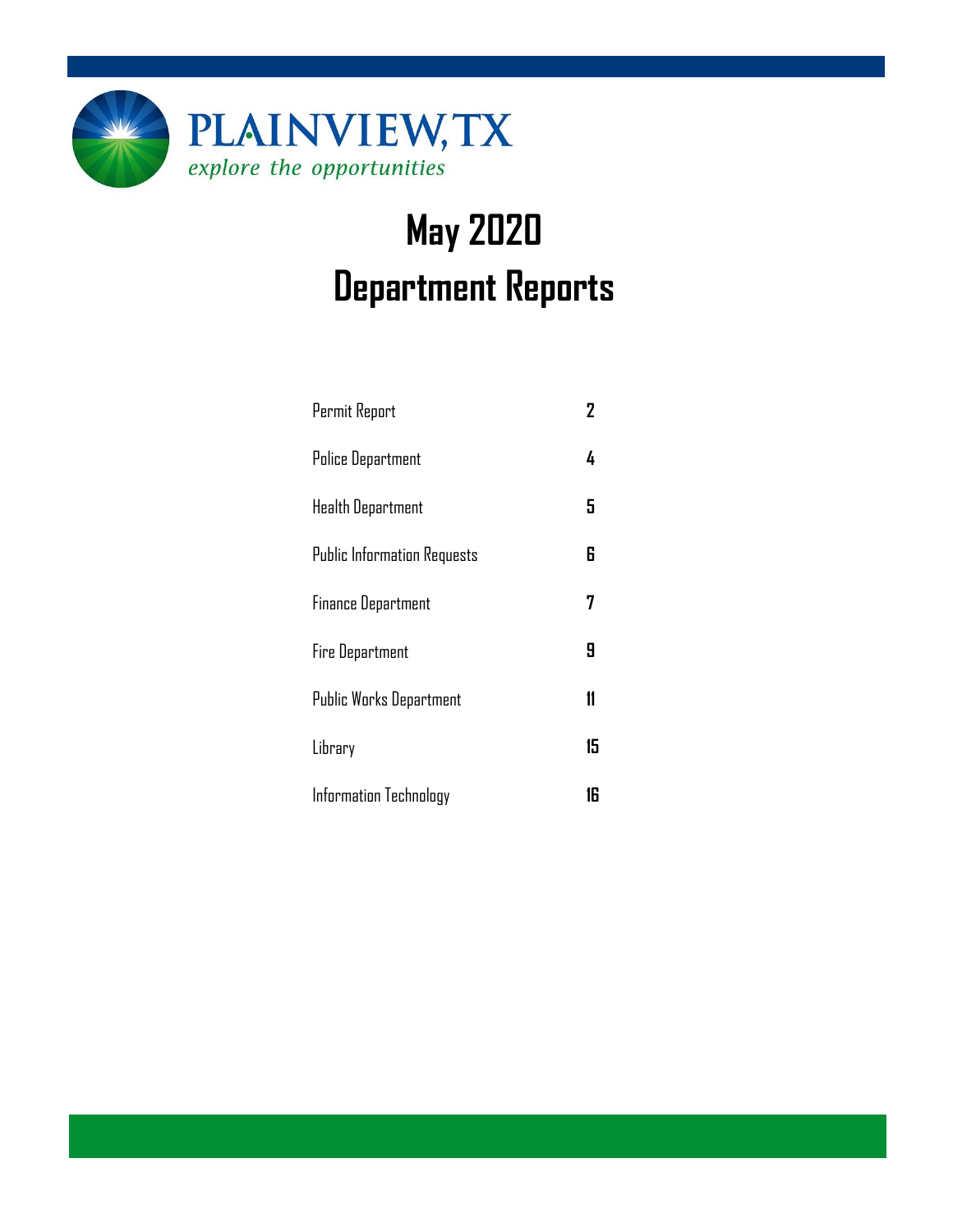PLAINVIEW, TX

*explore the opportunities*

# May 2020
# Department Reports

| | |
|---|---|
| Permit Report | 2 |
| Police Department | 4 |
| Health Department | 5 |
| Public Information Requests | 6 |
| Finance Department | 7 |
| Fire Department | 9 |
| Public Works Department | 11 |
| Library | 15 |
| Information Technology | 16 |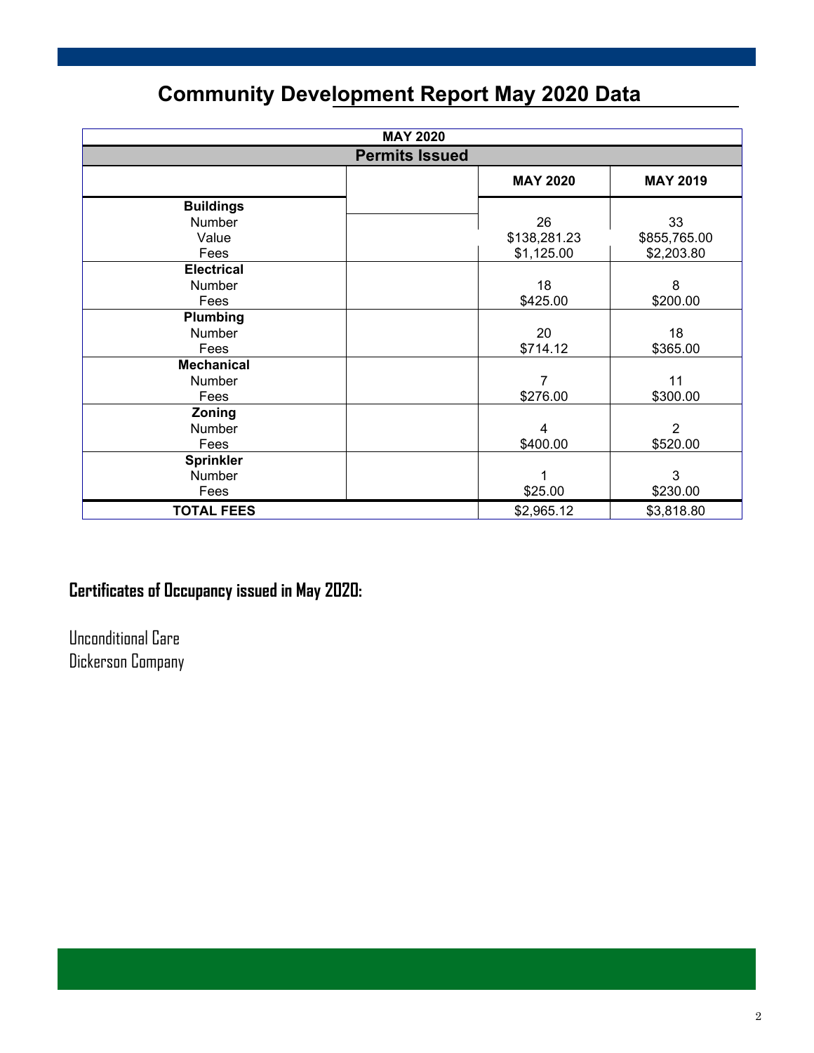# Community Development Report May 2020 Data

| MAY 2020 | | | |
|---|---|---|---|
| **Permits Issued** | | | |
| | | **MAY 2020** | **MAY 2019** |
| **Buildings** | | | |
| Number | | 26 | 33 |
| Value | | $138,281.23 | $855,765.00 |
| Fees | | $1,125.00 | $2,203.80 |
| **Electrical** | | | |
| Number | | 18 | 8 |
| Fees | | $425.00 | $200.00 |
| **Plumbing** | | | |
| Number | | 20 | 18 |
| Fees | | $714.12 | $365.00 |
| **Mechanical** | | | |
| Number | | 7 | 11 |
| Fees | | $276.00 | $300.00 |
| **Zoning** | | | |
| Number | | 4 | 2 |
| Fees | | $400.00 | $520.00 |
| **Sprinkler** | | | |
| Number | | 1 | 3 |
| Fees | | $25.00 | $230.00 |
| **TOTAL FEES** | | $2,965.12 | $3,818.80 |

**Certificates of Occupancy issued in May 2020:**

Unconditional Care
Dickerson Company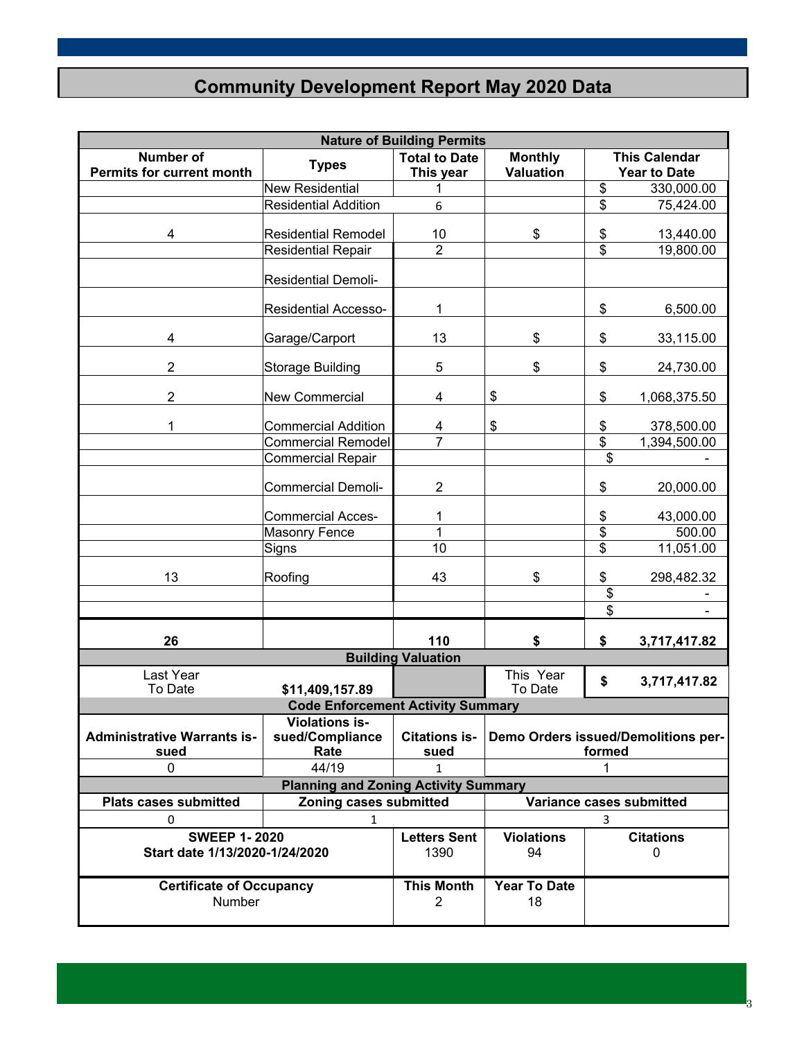# Community Development Report May 2020 Data

| Nature of Building Permits | | | | |
|---|---|---|---|---|
| **Number of Permits for current month** | **Types** | **Total to Date This year** | **Monthly Valuation** | **This Calendar Year to Date** |
| | New Residential | 1 | | $ 330,000.00 |
| | Residential Addition | 6 | | $ 75,424.00 |
| 4 | Residential Remodel | 10 | $ | $ 13,440.00 |
| | Residential Repair | 2 | | $ 19,800.00 |
| | Residential Demoli- | | | |
| | Residential Accesso- | 1 | | $ 6,500.00 |
| 4 | Garage/Carport | 13 | $ | $ 33,115.00 |
| 2 | Storage Building | 5 | $ | $ 24,730.00 |
| 2 | New Commercial | 4 | $ | $ 1,068,375.50 |
| 1 | Commercial Addition | 4 | $ | $ 378,500.00 |
| | Commercial Remodel | 7 | | $ 1,394,500.00 |
| | Commercial Repair | | | $ - |
| | Commercial Demoli- | 2 | | $ 20,000.00 |
| | Commercial Acces- | 1 | | $ 43,000.00 |
| | Masonry Fence | 1 | | $ 500.00 |
| | Signs | 10 | | $ 11,051.00 |
| 13 | Roofing | 43 | $ | $ 298,482.32 |
| | | | | $ - |
| | | | | $ - |
| **26** | | **110** | **$** | **$ 3,717,417.82** |

| Building Valuation | | | |
|---|---|---|---|
| Last Year To Date | **$11,409,157.89** | This Year To Date | **$ 3,717,417.82** |

| Code Enforcement Activity Summary | | | |
|---|---|---|---|
| **Administrative Warrants issued** | **Violations issued/Compliance Rate** | **Citations issued** | **Demo Orders issued/Demolitions performed** |
| 0 | 44/19 | 1 | 1 |

| Planning and Zoning Activity Summary | | |
|---|---|---|
| **Plats cases submitted** | **Zoning cases submitted** | **Variance cases submitted** |
| 0 | 1 | 3 |

| **SWEEP 1- 2020 Start date 1/13/2020-1/24/2020** | **Letters Sent** | **Violations** | **Citations** |
|---|---|---|---|
| | 1390 | 94 | 0 |

| **Certificate of Occupancy** | **This Month** | **Year To Date** |
|---|---|---|
| Number | 2 | 18 |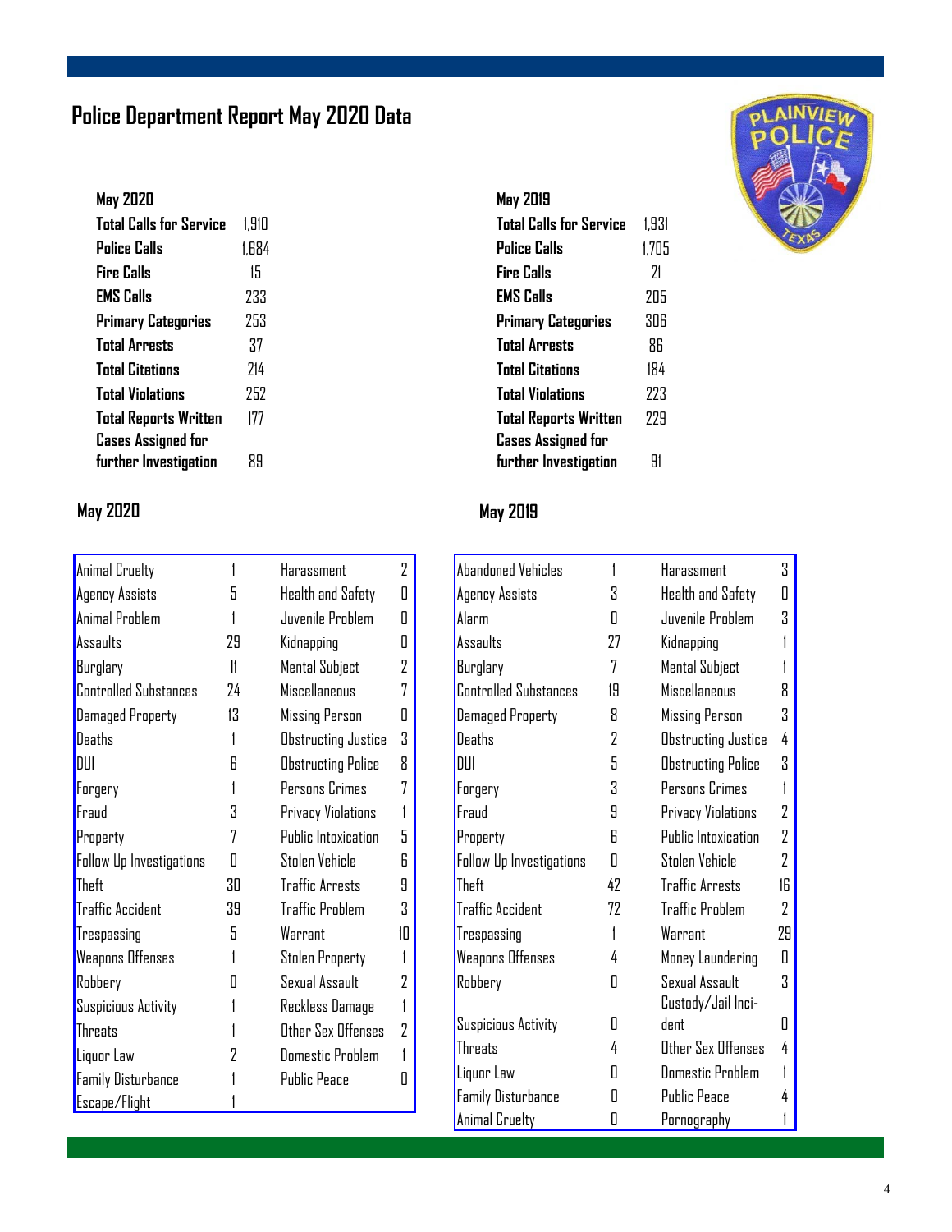# Police Department Report May 2020 Data

| May 2020 | |
|---|---|
| Total Calls for Service | 1,910 |
| Police Calls | 1,684 |
| Fire Calls | 15 |
| EMS Calls | 233 |
| Primary Categories | 253 |
| Total Arrests | 37 |
| Total Citations | 214 |
| Total Violations | 252 |
| Total Reports Written | 177 |
| Cases Assigned for further Investigation | 89 |

| May 2019 | |
|---|---|
| Total Calls for Service | 1,931 |
| Police Calls | 1,705 |
| Fire Calls | 21 |
| EMS Calls | 205 |
| Primary Categories | 306 |
| Total Arrests | 86 |
| Total Citations | 184 |
| Total Violations | 223 |
| Total Reports Written | 229 |
| Cases Assigned for further Investigation | 91 |

## May 2020

| | | | |
|---|---|---|---|
| Animal Cruelty | 1 | Harassment | 2 |
| Agency Assists | 5 | Health and Safety | 0 |
| Animal Problem | 1 | Juvenile Problem | 0 |
| Assaults | 29 | Kidnapping | 0 |
| Burglary | 11 | Mental Subject | 2 |
| Controlled Substances | 24 | Miscellaneous | 7 |
| Damaged Property | 13 | Missing Person | 0 |
| Deaths | 1 | Obstructing Justice | 3 |
| DUI | 6 | Obstructing Police | 8 |
| Forgery | 1 | Persons Crimes | 7 |
| Fraud | 3 | Privacy Violations | 1 |
| Property | 7 | Public Intoxication | 5 |
| Follow Up Investigations | 0 | Stolen Vehicle | 6 |
| Theft | 30 | Traffic Arrests | 9 |
| Traffic Accident | 39 | Traffic Problem | 3 |
| Trespassing | 5 | Warrant | 10 |
| Weapons Offenses | 1 | Stolen Property | 1 |
| Robbery | 0 | Sexual Assault | 2 |
| Suspicious Activity | 1 | Reckless Damage | 1 |
| Threats | 1 | Other Sex Offenses | 2 |
| Liquor Law | 2 | Domestic Problem | 1 |
| Family Disturbance | 1 | Public Peace | 0 |
| Escape/Flight | 1 | | |

## May 2019

| | | | |
|---|---|---|---|
| Abandoned Vehicles | 1 | Harassment | 3 |
| Agency Assists | 3 | Health and Safety | 0 |
| Alarm | 0 | Juvenile Problem | 3 |
| Assaults | 27 | Kidnapping | 1 |
| Burglary | 7 | Mental Subject | 1 |
| Controlled Substances | 19 | Miscellaneous | 8 |
| Damaged Property | 8 | Missing Person | 3 |
| Deaths | 2 | Obstructing Justice | 4 |
| DUI | 5 | Obstructing Police | 3 |
| Forgery | 3 | Persons Crimes | 1 |
| Fraud | 9 | Privacy Violations | 2 |
| Property | 6 | Public Intoxication | 2 |
| Follow Up Investigations | 0 | Stolen Vehicle | 2 |
| Theft | 42 | Traffic Arrests | 16 |
| Traffic Accident | 72 | Traffic Problem | 2 |
| Trespassing | 1 | Warrant | 29 |
| Weapons Offenses | 4 | Money Laundering | 0 |
| Robbery | 0 | Sexual Assault | 3 |
| Suspicious Activity | 0 | Custody/Jail Incident | 0 |
| Threats | 4 | Other Sex Offenses | 4 |
| Liquor Law | 0 | Domestic Problem | 1 |
| Family Disturbance | 0 | Public Peace | 4 |
| Animal Cruelty | 0 | Pornography | 1 |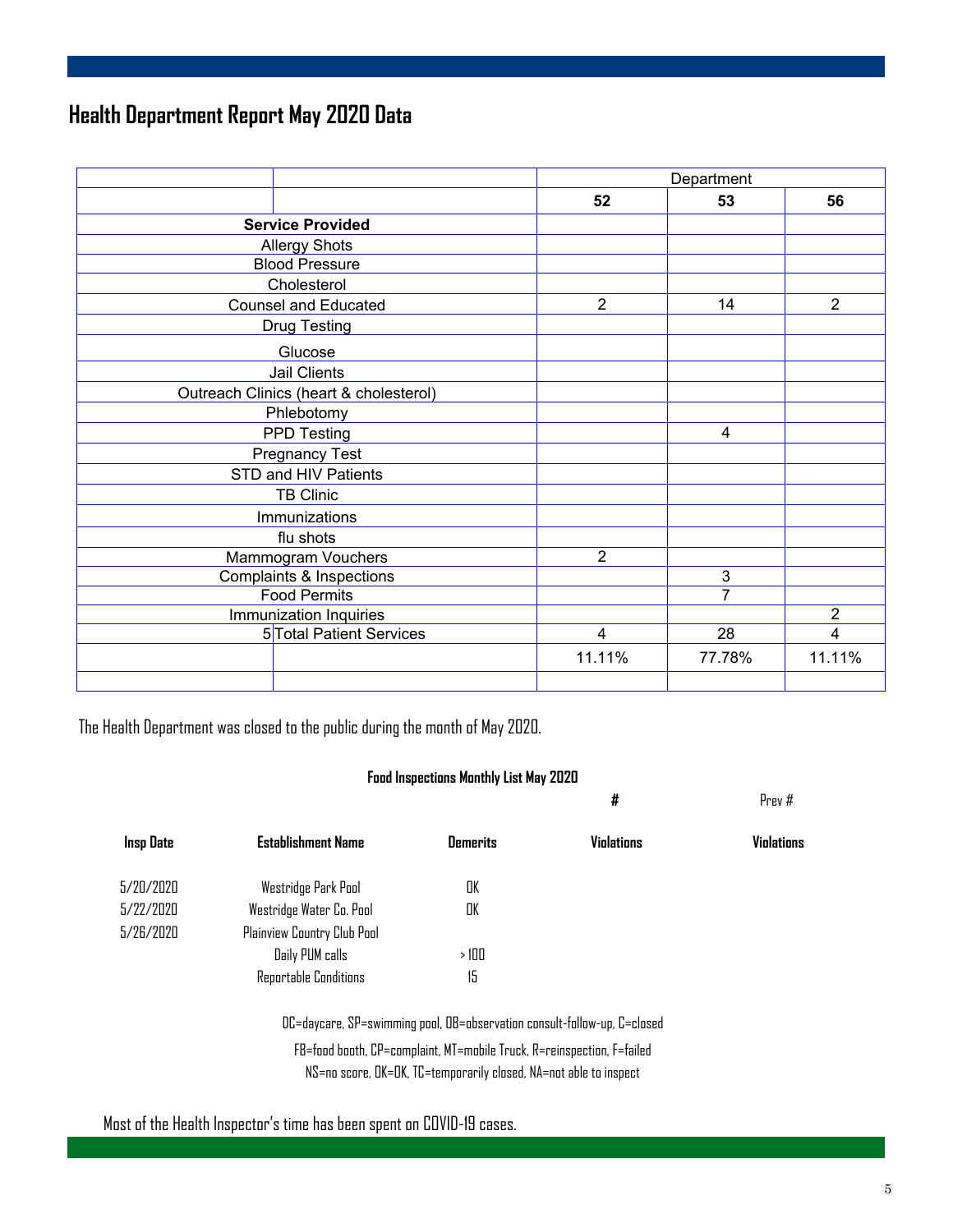## Health Department Report May 2020 Data

| | | Department | | |
|---|---|---|---|---|
| | | 52 | 53 | 56 |
| **Service Provided** | | | | |
| Allergy Shots | | | | |
| Blood Pressure | | | | |
| Cholesterol | | | | |
| Counsel and Educated | | 2 | 14 | 2 |
| Drug Testing | | | | |
| Glucose | | | | |
| Jail Clients | | | | |
| Outreach Clinics (heart & cholesterol) | | | | |
| Phlebotomy | | | | |
| PPD Testing | | | 4 | |
| Pregnancy Test | | | | |
| STD and HIV Patients | | | | |
| TB Clinic | | | | |
| Immunizations | | | | |
| flu shots | | | | |
| Mammogram Vouchers | | 2 | | |
| Complaints & Inspections | | | 3 | |
| Food Permits | | | 7 | |
| Immunization Inquiries | | | | 2 |
| 5 | Total Patient Services | 4 | 28 | 4 |
| | | 11.11% | 77.78% | 11.11% |
| | | | | |

The Health Department was closed to the public during the month of May 2020.

**Food Inspections Monthly List May 2020**

| Insp Date | Establishment Name | Demerits | # Violations | Prev # Violations |
|---|---|---|---|---|
| 5/20/2020 | Westridge Park Pool | OK | | |
| 5/22/2020 | Westridge Water Co. Pool | OK | | |
| 5/26/2020 | Plainview Country Club Pool | | | |
| | Daily PUM calls | >100 | | |
| | Reportable Conditions | 15 | | |

DC=daycare, SP=swimming pool, OB=observation consult-follow-up, C=closed

FB=food booth, CP=complaint, MT=mobile Truck, R=reinspection, F=failed

NS=no score, OK=OK, TC=temporarily closed, NA=not able to inspect

Most of the Health Inspector's time has been spent on COVID-19 cases.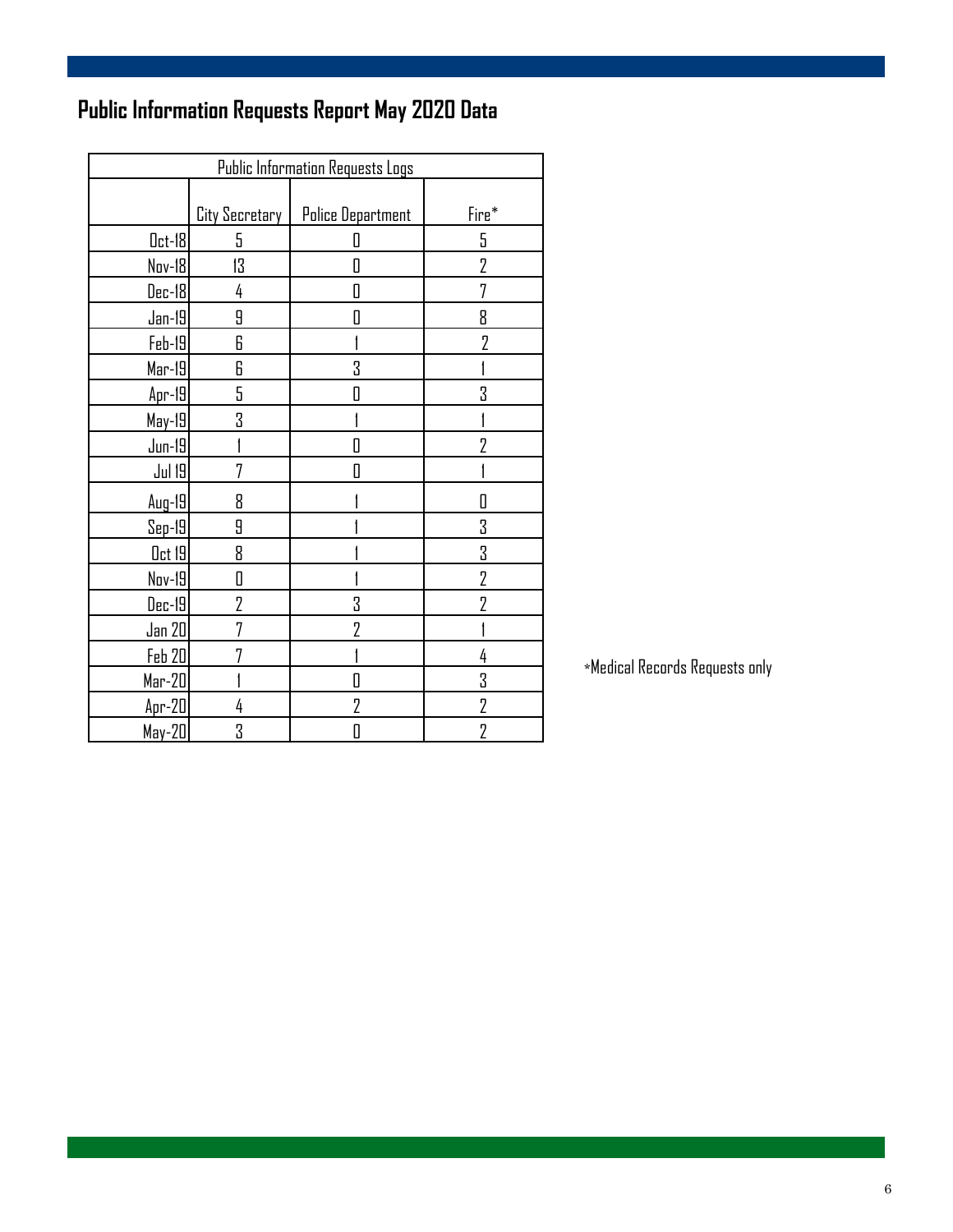# Public Information Requests Report May 2020 Data

| Public Information Requests Logs | | | |
|---|---|---|---|
| | City Secretary | Police Department | Fire* |
| Oct-18 | 5 | 0 | 5 |
| Nov-18 | 13 | 0 | 2 |
| Dec-18 | 4 | 0 | 7 |
| Jan-19 | 9 | 0 | 8 |
| Feb-19 | 6 | 1 | 2 |
| Mar-19 | 6 | 3 | 1 |
| Apr-19 | 5 | 0 | 3 |
| May-19 | 3 | 1 | 1 |
| Jun-19 | 1 | 0 | 2 |
| Jul 19 | 7 | 0 | 1 |
| Aug-19 | 8 | 1 | 0 |
| Sep-19 | 9 | 1 | 3 |
| Oct 19 | 8 | 1 | 3 |
| Nov-19 | 0 | 1 | 2 |
| Dec-19 | 2 | 3 | 2 |
| Jan 20 | 7 | 2 | 1 |
| Feb 20 | 7 | 1 | 4 |
| Mar-20 | 1 | 0 | 3 |
| Apr-20 | 4 | 2 | 2 |
| May-20 | 3 | 0 | 2 |

*Medical Records Requests only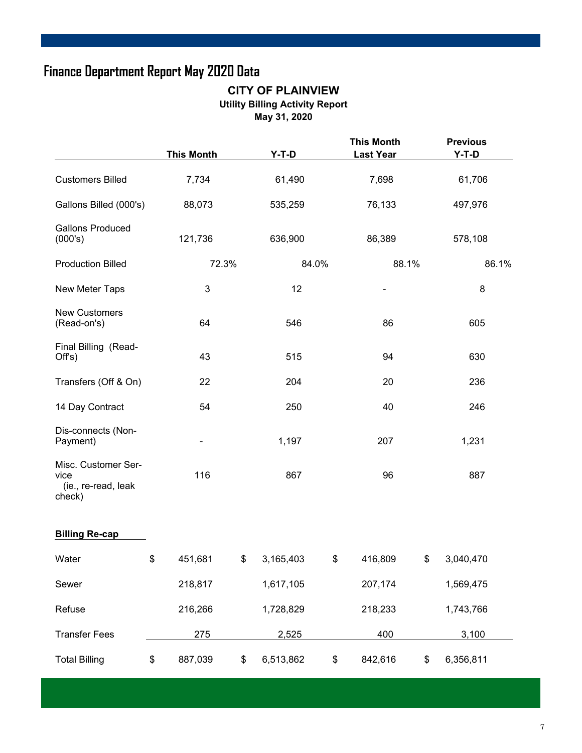# Finance Department Report May 2020 Data

**CITY OF PLAINVIEW**

**Utility Billing Activity Report**

**May 31, 2020**

| | This Month | Y-T-D | This Month Last Year | Previous Y-T-D |
|---|---|---|---|---|
| Customers Billed | 7,734 | 61,490 | 7,698 | 61,706 |
| Gallons Billed (000's) | 88,073 | 535,259 | 76,133 | 497,976 |
| Gallons Produced (000's) | 121,736 | 636,900 | 86,389 | 578,108 |
| Production Billed | 72.3% | 84.0% | 88.1% | 86.1% |
| New Meter Taps | 3 | 12 | - | 8 |
| New Customers (Read-on's) | 64 | 546 | 86 | 605 |
| Final Billing (Read-Off's) | 43 | 515 | 94 | 630 |
| Transfers (Off & On) | 22 | 204 | 20 | 236 |
| 14 Day Contract | 54 | 250 | 40 | 246 |
| Dis-connects (Non-Payment) | - | 1,197 | 207 | 1,231 |
| Misc. Customer Service (ie., re-read, leak check) | 116 | 867 | 96 | 887 |
| **Billing Re-cap** | | | | |
| Water | $ 451,681 | $ 3,165,403 | $ 416,809 | $ 3,040,470 |
| Sewer | 218,817 | 1,617,105 | 207,174 | 1,569,475 |
| Refuse | 216,266 | 1,728,829 | 218,233 | 1,743,766 |
| Transfer Fees | 275 | 2,525 | 400 | 3,100 |
| Total Billing | $ 887,039 | $ 6,513,862 | $ 842,616 | $ 6,356,811 |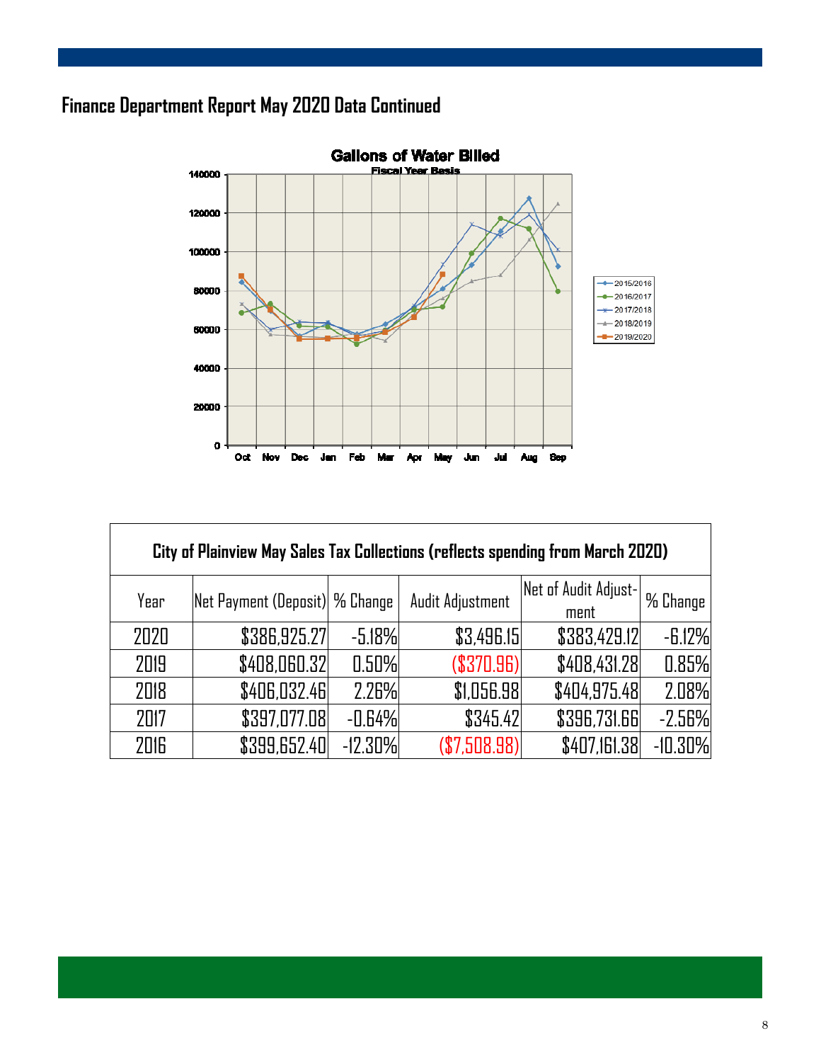## Finance Department Report May 2020 Data Continued

Gallons of Water Billed
Fiscal Year Basis

140000
120000
100000
80000
60000
40000
20000
0

Oct Nov Dec Jan Feb Mar Apr May Jun Jul Aug Sep

2015/2016
2016/2017
2017/2018
2018/2019
2019/2020

| City of Plainview May Sales Tax Collections (reflects spending from March 2020) | | | | | |
|---|---|---|---|---|---|
| Year | Net Payment (Deposit) | % Change | Audit Adjustment | Net of Audit Adjustment | % Change |
| 2020 | $386,925.27 | -5.18% | $3,496.15 | $383,429.12 | -6.12% |
| 2019 | $408,060.32 | 0.50% | ($370.96) | $408,431.28 | 0.85% |
| 2018 | $406,032.46 | 2.26% | $1,056.98 | $404,975.48 | 2.08% |
| 2017 | $397,077.08 | -0.64% | $345.42 | $396,731.66 | -2.56% |
| 2016 | $399,652.40 | -12.30% | ($7,508.98) | $407,161.38 | -10.30% |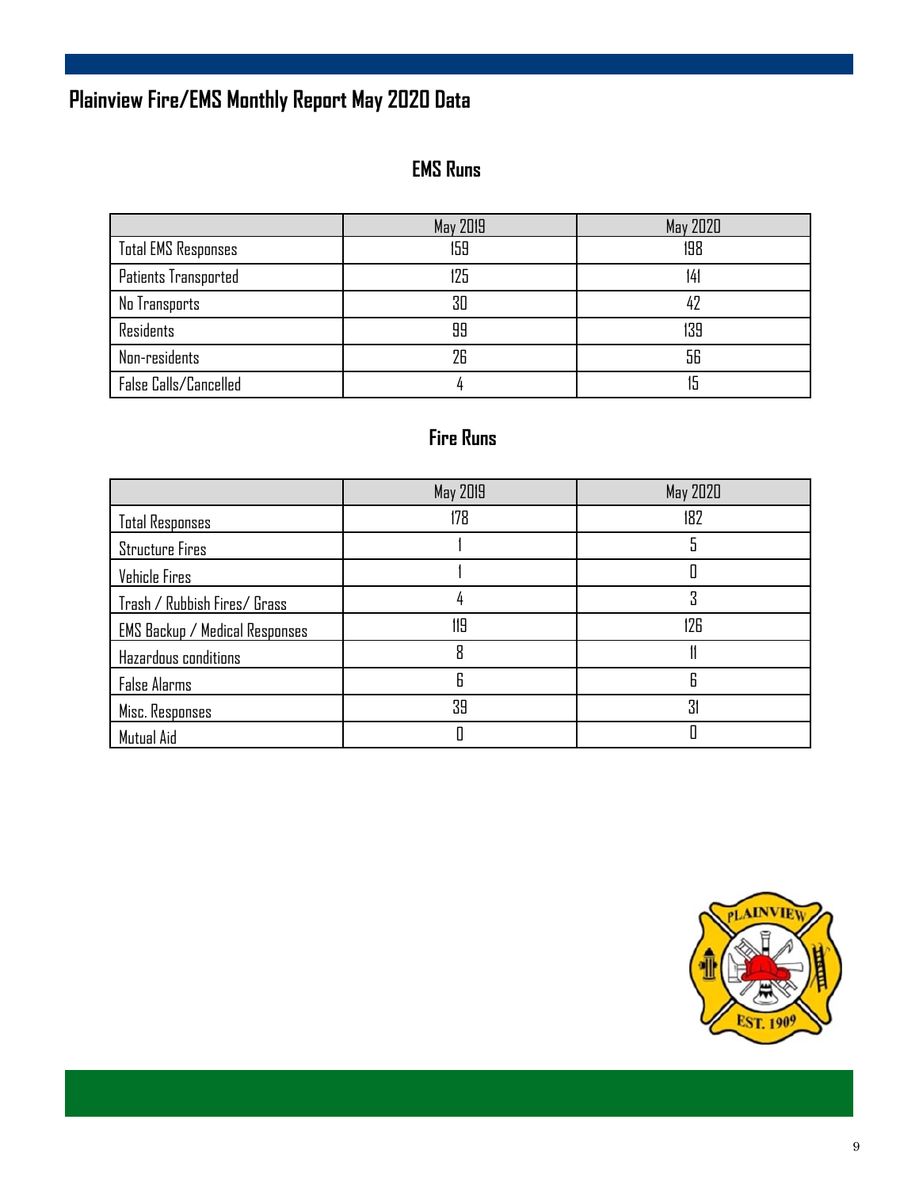# Plainview Fire/EMS Monthly Report May 2020 Data

## EMS Runs

| | May 2019 | May 2020 |
|---|---|---|
| Total EMS Responses | 159 | 198 |
| Patients Transported | 125 | 141 |
| No Transports | 30 | 42 |
| Residents | 99 | 139 |
| Non-residents | 26 | 56 |
| False Calls/Cancelled | 4 | 15 |

## Fire Runs

| | May 2019 | May 2020 |
|---|---|---|
| Total Responses | 178 | 182 |
| Structure Fires | 1 | 5 |
| Vehicle Fires | 1 | 0 |
| Trash / Rubbish Fires/ Grass | 4 | 3 |
| EMS Backup / Medical Responses | 119 | 126 |
| Hazardous conditions | 8 | 11 |
| False Alarms | 6 | 6 |
| Misc. Responses | 39 | 31 |
| Mutual Aid | 0 | 0 |

PLAINVIEW

EST. 1909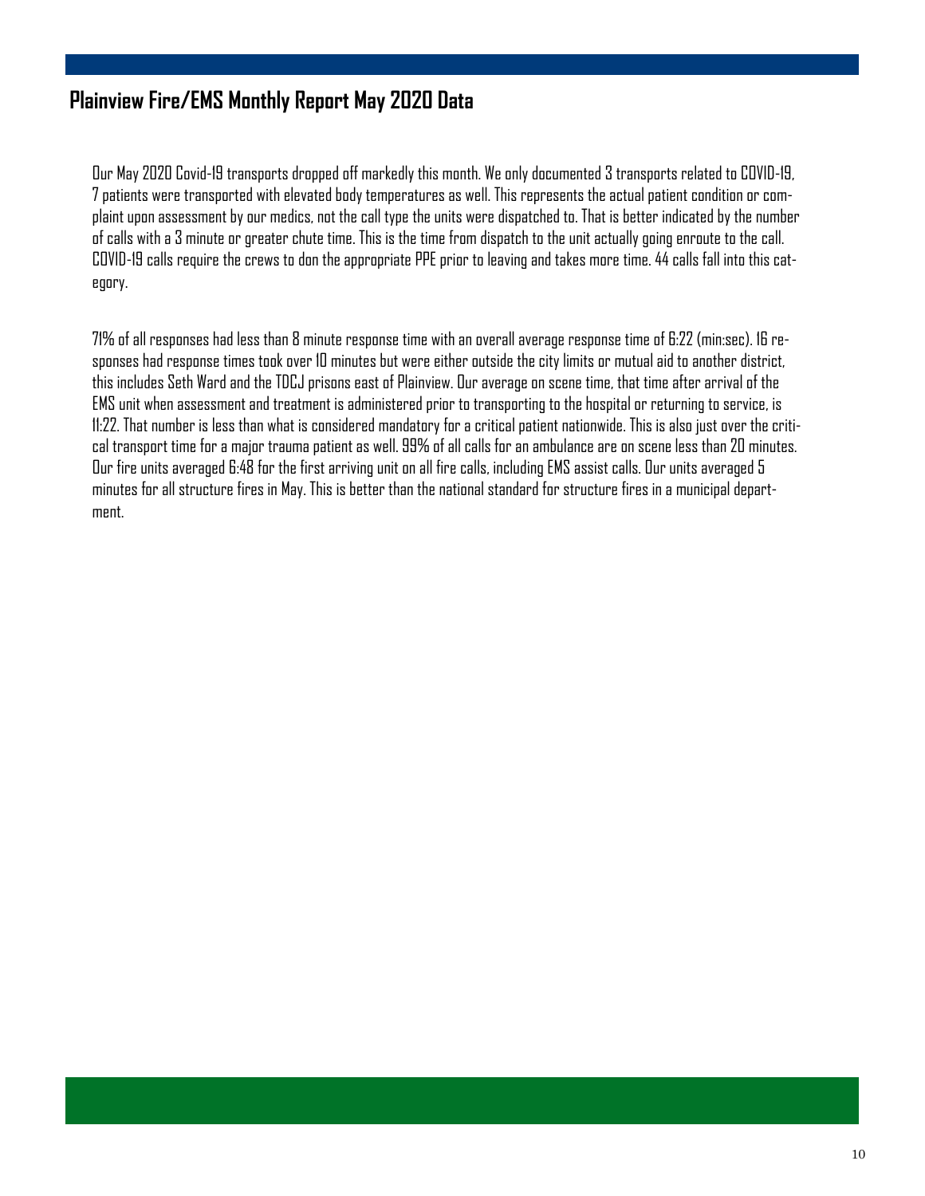## Plainview Fire/EMS Monthly Report May 2020 Data

Our May 2020 Covid-19 transports dropped off markedly this month. We only documented 3 transports related to COVID-19, 7 patients were transported with elevated body temperatures as well. This represents the actual patient condition or complaint upon assessment by our medics, not the call type the units were dispatched to. That is better indicated by the number of calls with a 3 minute or greater chute time. This is the time from dispatch to the unit actually going enroute to the call. COVID-19 calls require the crews to don the appropriate PPE prior to leaving and takes more time. 44 calls fall into this category.

71% of all responses had less than 8 minute response time with an overall average response time of 6:22 (min:sec). 16 responses had response times took over 10 minutes but were either outside the city limits or mutual aid to another district, this includes Seth Ward and the TDCJ prisons east of Plainview. Our average on scene time, that time after arrival of the EMS unit when assessment and treatment is administered prior to transporting to the hospital or returning to service, is 11:22. That number is less than what is considered mandatory for a critical patient nationwide. This is also just over the critical transport time for a major trauma patient as well. 99% of all calls for an ambulance are on scene less than 20 minutes. Our fire units averaged 6:48 for the first arriving unit on all fire calls, including EMS assist calls. Our units averaged 5 minutes for all structure fires in May. This is better than the national standard for structure fires in a municipal department.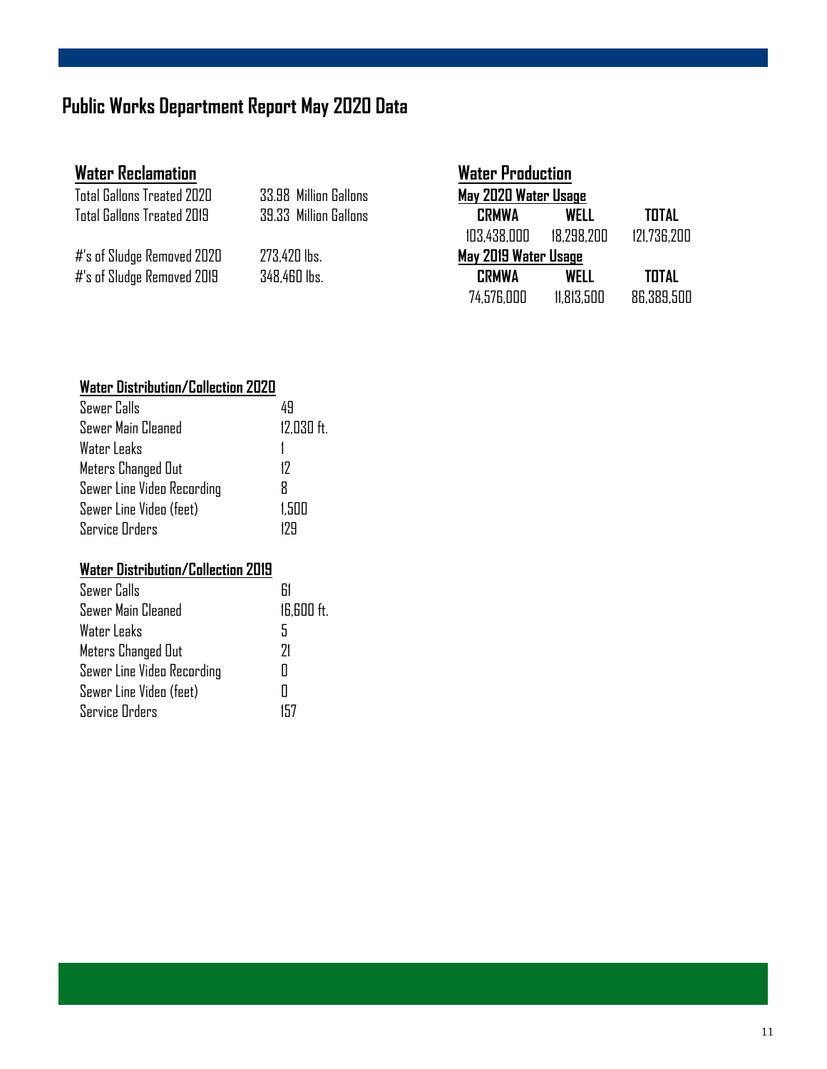# Public Works Department Report May 2020 Data

## Water Reclamation

| | |
|---|---|
| Total Gallons Treated 2020 | 33.98 Million Gallons |
| Total Gallons Treated 2019 | 39.33 Million Gallons |
| #'s of Sludge Removed 2020 | 273,420 lbs. |
| #'s of Sludge Removed 2019 | 348,460 lbs. |

## Water Production

**May 2020 Water Usage**

| CRMWA | WELL | TOTAL |
|---|---|---|
| 103,438,000 | 18,298,200 | 121,736,200 |

**May 2019 Water Usage**

| CRMWA | WELL | TOTAL |
|---|---|---|
| 74,576,000 | 11,813,500 | 86,389,500 |

## Water Distribution/Collection 2020

| | |
|---|---|
| Sewer Calls | 49 |
| Sewer Main Cleaned | 12,030 ft. |
| Water Leaks | 1 |
| Meters Changed Out | 12 |
| Sewer Line Video Recording | 8 |
| Sewer Line Video (feet) | 1,500 |
| Service Orders | 129 |

## Water Distribution/Collection 2019

| | |
|---|---|
| Sewer Calls | 61 |
| Sewer Main Cleaned | 16,600 ft. |
| Water Leaks | 5 |
| Meters Changed Out | 21 |
| Sewer Line Video Recording | 0 |
| Sewer Line Video (feet) | 0 |
| Service Orders | 157 |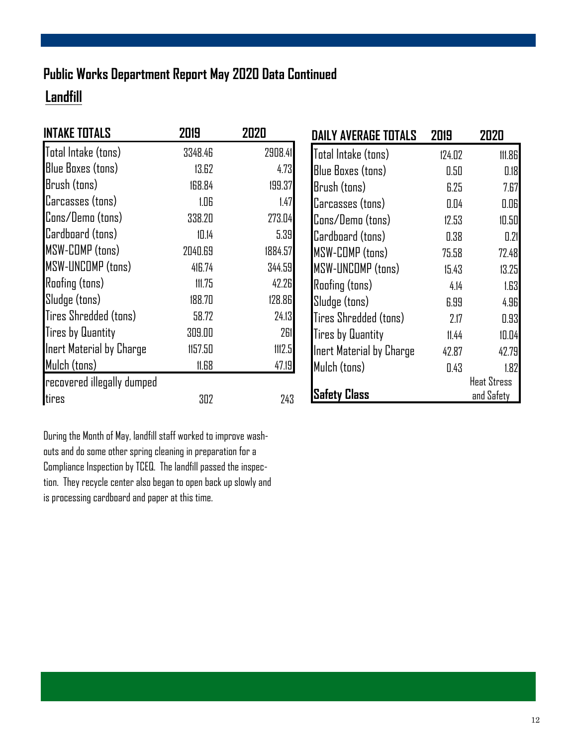## Public Works Department Report May 2020 Data Continued

### Landfill

| INTAKE TOTALS | 2019 | 2020 |
|---|---|---|
| Total Intake (tons) | 3348.46 | 2908.41 |
| Blue Boxes (tons) | 13.62 | 4.73 |
| Brush (tons) | 168.84 | 199.37 |
| Carcasses (tons) | 1.06 | 1.47 |
| Cons/Demo (tons) | 338.20 | 273.04 |
| Cardboard (tons) | 10.14 | 5.39 |
| MSW-COMP (tons) | 2040.69 | 1884.57 |
| MSW-UNCOMP (tons) | 416.74 | 344.59 |
| Roofing (tons) | 111.75 | 42.26 |
| Sludge (tons) | 188.70 | 128.86 |
| Tires Shredded (tons) | 58.72 | 24.13 |
| Tires by Quantity | 309.00 | 261 |
| Inert Material by Charge | 1157.50 | 1112.5 |
| Mulch (tons) | 11.68 | 47.19 |
| recovered illegally dumped tires | 302 | 243 |

| DAILY AVERAGE TOTALS | 2019 | 2020 |
|---|---|---|
| Total Intake (tons) | 124.02 | 111.86 |
| Blue Boxes (tons) | 0.50 | 0.18 |
| Brush (tons) | 6.25 | 7.67 |
| Carcasses (tons) | 0.04 | 0.06 |
| Cons/Demo (tons) | 12.53 | 10.50 |
| Cardboard (tons) | 0.38 | 0.21 |
| MSW-COMP (tons) | 75.58 | 72.48 |
| MSW-UNCOMP (tons) | 15.43 | 13.25 |
| Roofing (tons) | 4.14 | 1.63 |
| Sludge (tons) | 6.99 | 4.96 |
| Tires Shredded (tons) | 2.17 | 0.93 |
| Tires by Quantity | 11.44 | 10.04 |
| Inert Material by Charge | 42.87 | 42.79 |
| Mulch (tons) | 0.43 | 1.82 |
| **Safety Class** | | Heat Stress and Safety |

During the Month of May, landfill staff worked to improve wash-outs and do some other spring cleaning in preparation for a Compliance Inspection by TCEQ. The landfill passed the inspection. They recycle center also began to open back up slowly and is processing cardboard and paper at this time.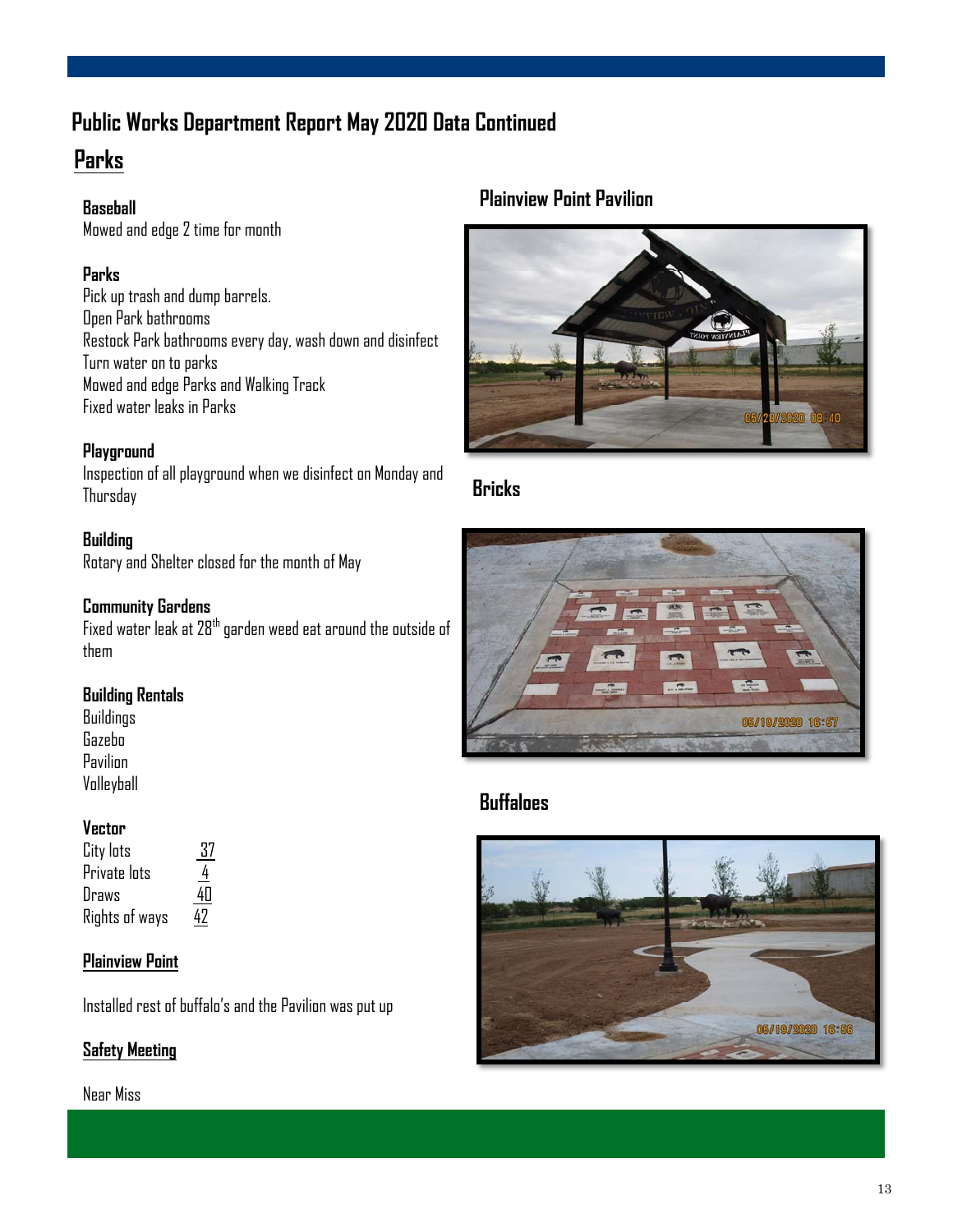# Public Works Department Report May 2020 Data Continued

## Parks

### Baseball

Mowed and edge 2 time for month

### Parks

Pick up trash and dump barrels.
Open Park bathrooms
Restock Park bathrooms every day, wash down and disinfect
Turn water on to parks
Mowed and edge Parks and Walking Track
Fixed water leaks in Parks

### Playground

Inspection of all playground when we disinfect on Monday and Thursday

### Building

Rotary and Shelter closed for the month of May

### Community Gardens

Fixed water leak at 28th garden weed eat around the outside of them

### Building Rentals

Buildings
Gazebo
Pavilion
Volleyball

### Vector

| | |
|---|---|
| City lots | 37 |
| Private lots | 4 |
| Draws | 40 |
| Rights of ways | 42 |

### Plainview Point

Installed rest of buffalo's and the Pavilion was put up

### Safety Meeting

Near Miss

### Plainview Point Pavilion

05/29/2020 08:40

### Bricks

05/19/2020 16:57

### Buffaloes

05/19/2020 16:56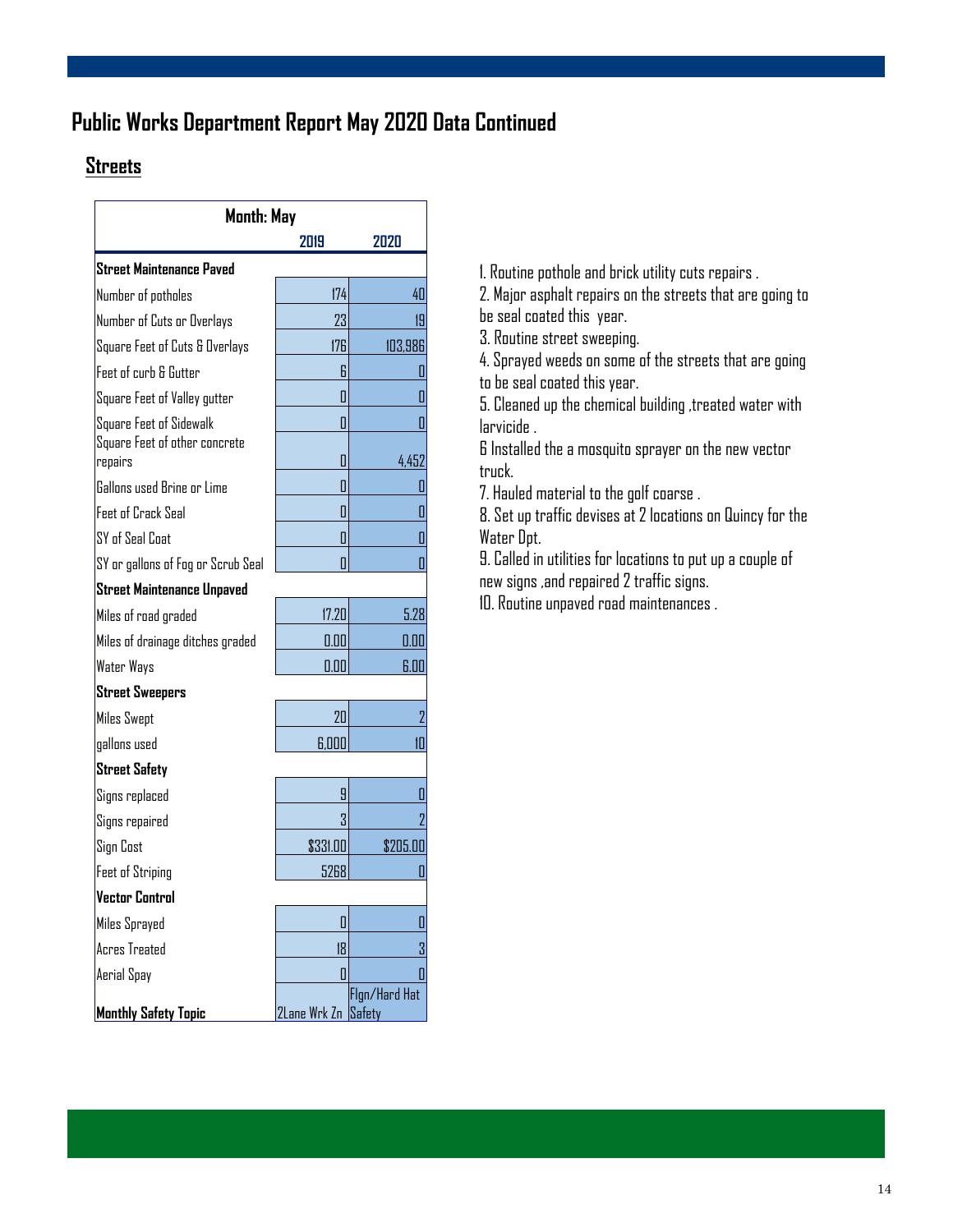## Public Works Department Report May 2020 Data Continued

### Streets

| Month: May | 2019 | 2020 |
|---|---|---|
| **Street Maintenance Paved** | | |
| Number of potholes | 174 | 40 |
| Number of Cuts or Overlays | 23 | 19 |
| Square Feet of Cuts & Overlays | 176 | 103,986 |
| Feet of curb & Gutter | 6 | 0 |
| Square Feet of Valley gutter | 0 | 0 |
| Square Feet of Sidewalk | 0 | 0 |
| Square Feet of other concrete repairs | 0 | 4,452 |
| Gallons used Brine or Lime | 0 | 0 |
| Feet of Crack Seal | 0 | 0 |
| SY of Seal Coat | 0 | 0 |
| SY or gallons of Fog or Scrub Seal | 0 | 0 |
| **Street Maintenance Unpaved** | | |
| Miles of road graded | 17.20 | 5.28 |
| Miles of drainage ditches graded | 0.00 | 0.00 |
| Water Ways | 0.00 | 6.00 |
| **Street Sweepers** | | |
| Miles Swept | 20 | 2 |
| gallons used | 6,000 | 10 |
| **Street Safety** | | |
| Signs replaced | 9 | 0 |
| Signs repaired | 3 | 2 |
| Sign Cost | $331.00 | $205.00 |
| Feet of Striping | 5268 | 0 |
| **Vector Control** | | |
| Miles Sprayed | 0 | 0 |
| Acres Treated | 18 | 3 |
| Aerial Spay | 0 | 0 |
| **Monthly Safety Topic** | 2Lane Wrk Zn | Flgn/Hard Hat Safety |

1. Routine pothole and brick utility cuts repairs .
2. Major asphalt repairs on the streets that are going to be seal coated this year.
3. Routine street sweeping.
4. Sprayed weeds on some of the streets that are going to be seal coated this year.
5. Cleaned up the chemical building ,treated water with larvicide .
6 Installed the a mosquito sprayer on the new vector truck.
7. Hauled material to the golf coarse .
8. Set up traffic devises at 2 locations on Quincy for the Water Dpt.
9. Called in utilities for locations to put up a couple of new signs ,and repaired 2 traffic signs.
10. Routine unpaved road maintenances .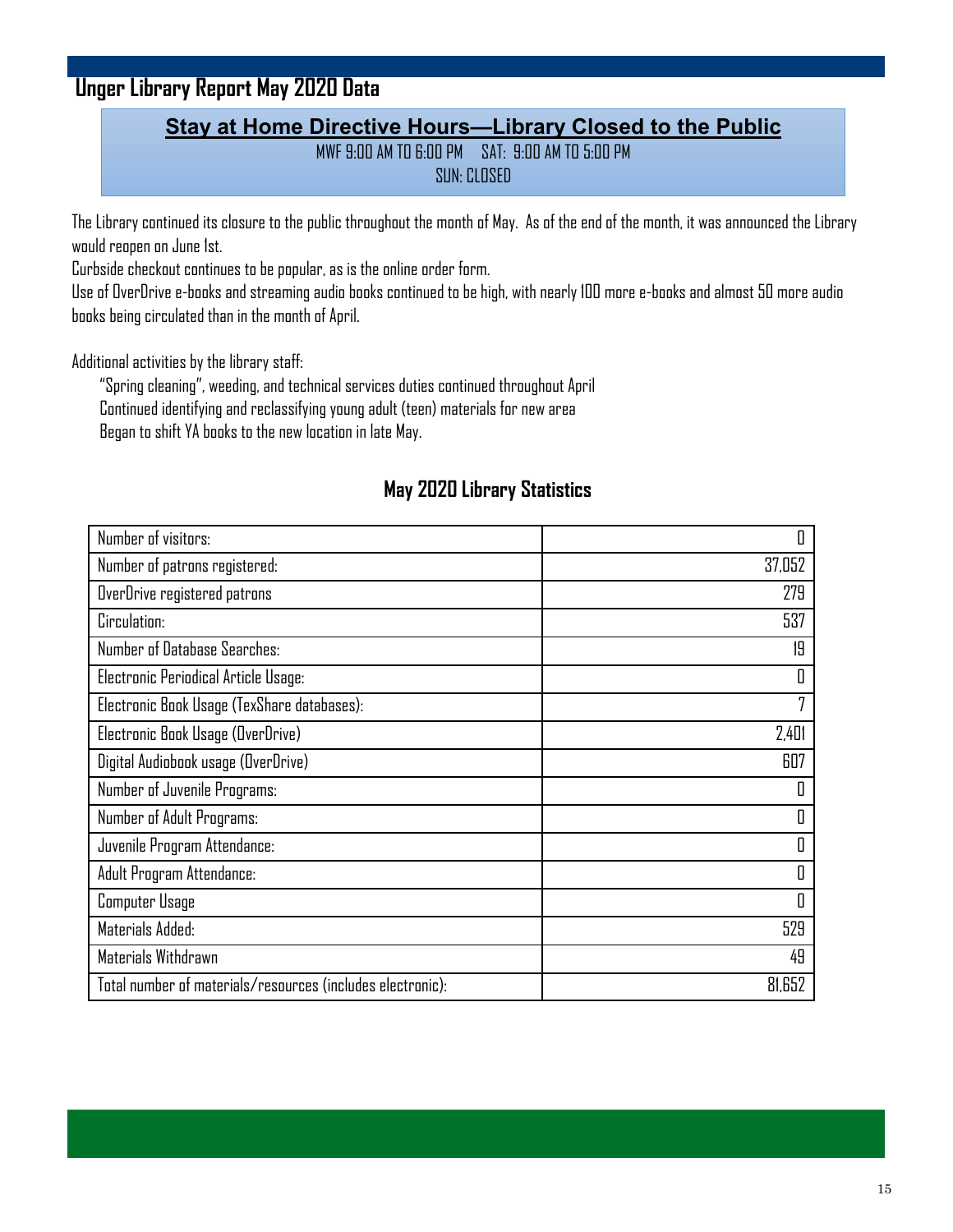# Unger Library Report May 2020 Data

## Stay at Home Directive Hours—Library Closed to the Public

MWF 9:00 AM TO 6:00 PM SAT: 9:00 AM TO 5:00 PM

SUN: CLOSED

The Library continued its closure to the public throughout the month of May. As of the end of the month, it was announced the Library would reopen on June 1st.

Curbside checkout continues to be popular, as is the online order form.

Use of OverDrive e-books and streaming audio books continued to be high, with nearly 100 more e-books and almost 50 more audio books being circulated than in the month of April.

Additional activities by the library staff:

- "Spring cleaning", weeding, and technical services duties continued throughout April
- Continued identifying and reclassifying young adult (teen) materials for new area
- Began to shift YA books to the new location in late May.

### May 2020 Library Statistics

| | |
|---|---|
| Number of visitors: | 0 |
| Number of patrons registered: | 37,052 |
| OverDrive registered patrons | 279 |
| Circulation: | 537 |
| Number of Database Searches: | 19 |
| Electronic Periodical Article Usage: | 0 |
| Electronic Book Usage (TexShare databases): | 7 |
| Electronic Book Usage (OverDrive) | 2,401 |
| Digital Audiobook usage (OverDrive) | 607 |
| Number of Juvenile Programs: | 0 |
| Number of Adult Programs: | 0 |
| Juvenile Program Attendance: | 0 |
| Adult Program Attendance: | 0 |
| Computer Usage | 0 |
| Materials Added: | 529 |
| Materials Withdrawn | 49 |
| Total number of materials/resources (includes electronic): | 81,652 |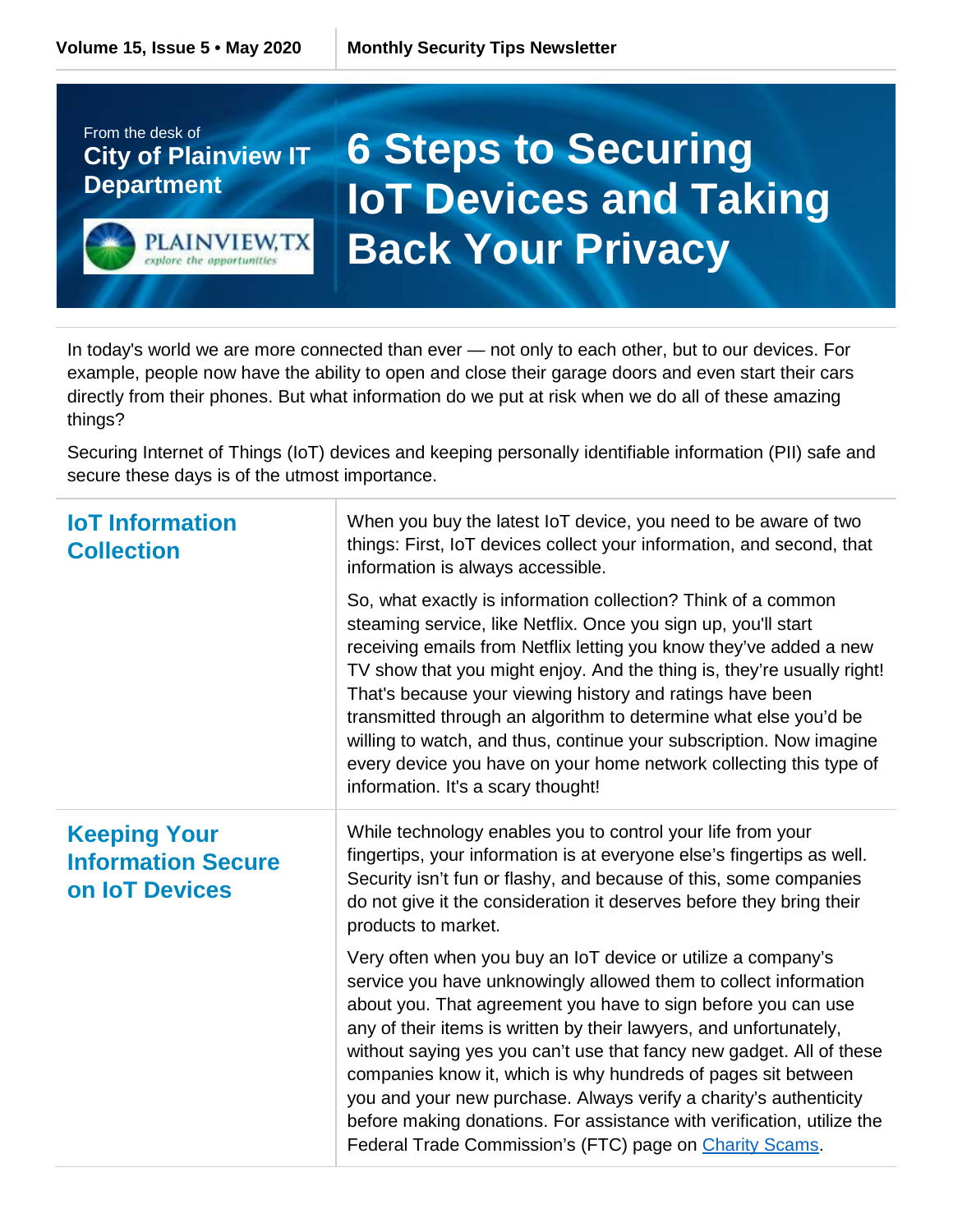From the desk of
**City of Plainview IT Department**

# 6 Steps to Securing IoT Devices and Taking Back Your Privacy

In today's world we are more connected than ever — not only to each other, but to our devices. For example, people now have the ability to open and close their garage doors and even start their cars directly from their phones. But what information do we put at risk when we do all of these amazing things?

Securing Internet of Things (IoT) devices and keeping personally identifiable information (PII) safe and secure these days is of the utmost importance.

## IoT Information Collection

When you buy the latest IoT device, you need to be aware of two things: First, IoT devices collect your information, and second, that information is always accessible.

So, what exactly is information collection? Think of a common steaming service, like Netflix. Once you sign up, you'll start receiving emails from Netflix letting you know they've added a new TV show that you might enjoy. And the thing is, they're usually right! That's because your viewing history and ratings have been transmitted through an algorithm to determine what else you'd be willing to watch, and thus, continue your subscription. Now imagine every device you have on your home network collecting this type of information. It's a scary thought!

## Keeping Your Information Secure on IoT Devices

While technology enables you to control your life from your fingertips, your information is at everyone else's fingertips as well. Security isn't fun or flashy, and because of this, some companies do not give it the consideration it deserves before they bring their products to market.

Very often when you buy an IoT device or utilize a company's service you have unknowingly allowed them to collect information about you. That agreement you have to sign before you can use any of their items is written by their lawyers, and unfortunately, without saying yes you can't use that fancy new gadget. All of these companies know it, which is why hundreds of pages sit between you and your new purchase. Always verify a charity's authenticity before making donations. For assistance with verification, utilize the Federal Trade Commission's (FTC) page on Charity Scams.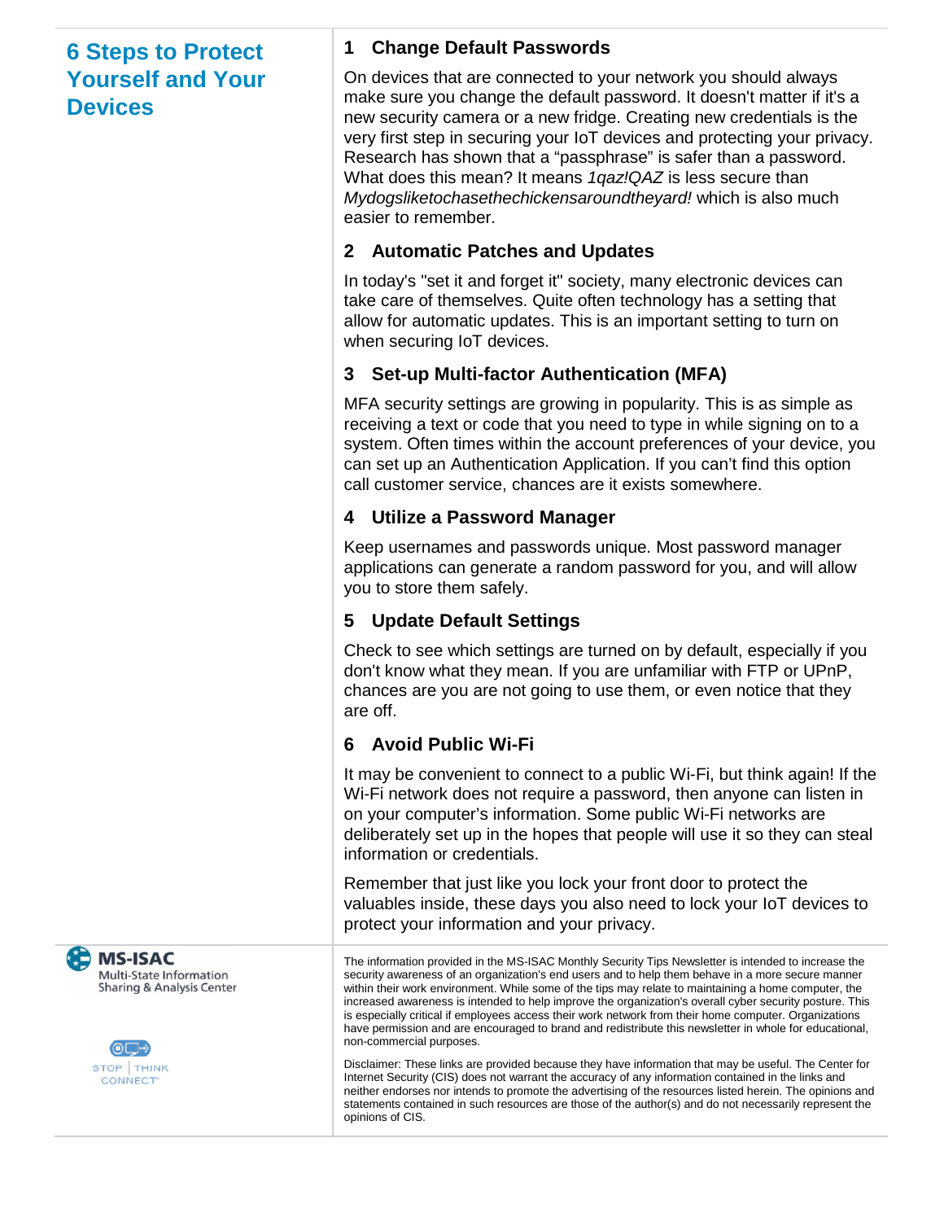# 6 Steps to Protect Yourself and Your Devices

## 1 Change Default Passwords

On devices that are connected to your network you should always make sure you change the default password. It doesn't matter if it's a new security camera or a new fridge. Creating new credentials is the very first step in securing your IoT devices and protecting your privacy. Research has shown that a "passphrase" is safer than a password. What does this mean? It means *1qaz!QAZ* is less secure than *Mydogsliketochasethechickensaroundtheyard!* which is also much easier to remember.

## 2 Automatic Patches and Updates

In today's "set it and forget it" society, many electronic devices can take care of themselves. Quite often technology has a setting that allow for automatic updates. This is an important setting to turn on when securing IoT devices.

## 3 Set-up Multi-factor Authentication (MFA)

MFA security settings are growing in popularity. This is as simple as receiving a text or code that you need to type in while signing on to a system. Often times within the account preferences of your device, you can set up an Authentication Application. If you can't find this option call customer service, chances are it exists somewhere.

## 4 Utilize a Password Manager

Keep usernames and passwords unique. Most password manager applications can generate a random password for you, and will allow you to store them safely.

## 5 Update Default Settings

Check to see which settings are turned on by default, especially if you don't know what they mean. If you are unfamiliar with FTP or UPnP, chances are you are not going to use them, or even notice that they are off.

## 6 Avoid Public Wi-Fi

It may be convenient to connect to a public Wi-Fi, but think again! If the Wi-Fi network does not require a password, then anyone can listen in on your computer's information. Some public Wi-Fi networks are deliberately set up in the hopes that people will use it so they can steal information or credentials.

Remember that just like you lock your front door to protect the valuables inside, these days you also need to lock your IoT devices to protect your information and your privacy.

MS-ISAC Multi-State Information Sharing & Analysis Center

STOP | THINK CONNECT

The information provided in the MS-ISAC Monthly Security Tips Newsletter is intended to increase the security awareness of an organization's end users and to help them behave in a more secure manner within their work environment. While some of the tips may relate to maintaining a home computer, the increased awareness is intended to help improve the organization's overall cyber security posture. This is especially critical if employees access their work network from their home computer. Organizations have permission and are encouraged to brand and redistribute this newsletter in whole for educational, non-commercial purposes.

Disclaimer: These links are provided because they have information that may be useful. The Center for Internet Security (CIS) does not warrant the accuracy of any information contained in the links and neither endorses nor intends to promote the advertising of the resources listed herein. The opinions and statements contained in such resources are those of the author(s) and do not necessarily represent the opinions of CIS.